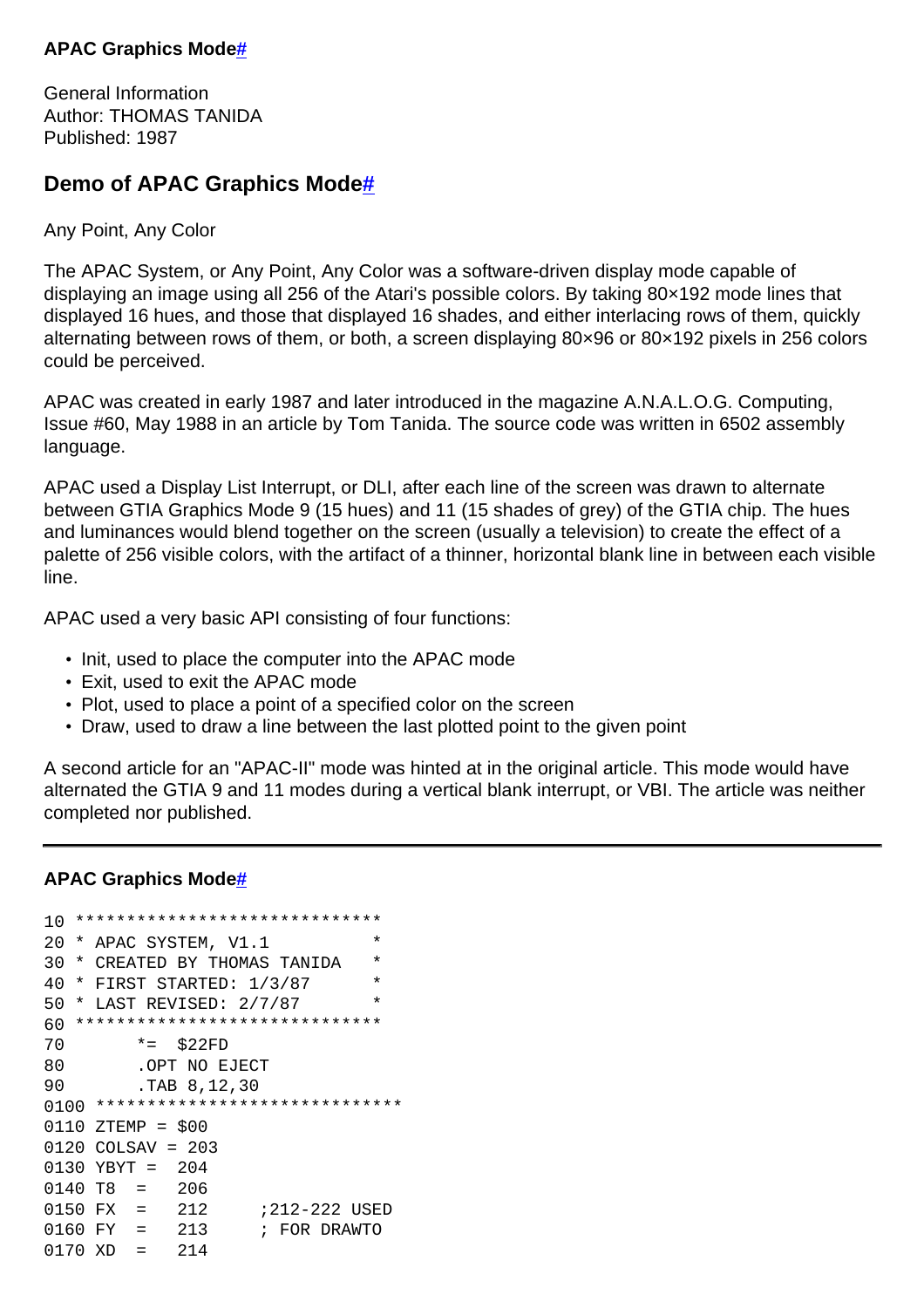### APAC Graphics Mode#

General Information
Author: THOMAS TANIDA
Published: 1987

## Demo of APAC Graphics Mode#

Any Point, Any Color

The APAC System, or Any Point, Any Color was a software-driven display mode capable of displaying an image using all 256 of the Atari's possible colors. By taking 80×192 mode lines that displayed 16 hues, and those that displayed 16 shades, and either interlacing rows of them, quickly alternating between rows of them, or both, a screen displaying 80×96 or 80×192 pixels in 256 colors could be perceived.

APAC was created in early 1987 and later introduced in the magazine A.N.A.L.O.G. Computing, Issue #60, May 1988 in an article by Tom Tanida. The source code was written in 6502 assembly language.

APAC used a Display List Interrupt, or DLI, after each line of the screen was drawn to alternate between GTIA Graphics Mode 9 (15 hues) and 11 (15 shades of grey) of the GTIA chip. The hues and luminances would blend together on the screen (usually a television) to create the effect of a palette of 256 visible colors, with the artifact of a thinner, horizontal blank line in between each visible line.

APAC used a very basic API consisting of four functions:

- Init, used to place the computer into the APAC mode
- Exit, used to exit the APAC mode
- Plot, used to place a point of a specified color on the screen
- Draw, used to draw a line between the last plotted point to the given point

A second article for an "APAC-II" mode was hinted at in the original article. This mode would have alternated the GTIA 9 and 11 modes during a vertical blank interrupt, or VBI. The article was neither completed nor published.

---

### APAC Graphics Mode#

```
10 ******************************
20 * APAC SYSTEM, V1.1          *
30 * CREATED BY THOMAS TANIDA   *
40 * FIRST STARTED: 1/3/87      *
50 * LAST REVISED: 2/7/87       *
60 ******************************
70       *=  $22FD
80       .OPT NO EJECT
90       .TAB 8,12,30
0100 ******************************
0110 ZTEMP = $00
0120 COLSAV = 203
0130 YBYT =  204
0140 T8  =   206
0150 FX  =   212     ;212-222 USED
0160 FY  =   213     ; FOR DRAWTO
0170 XD  =   214
```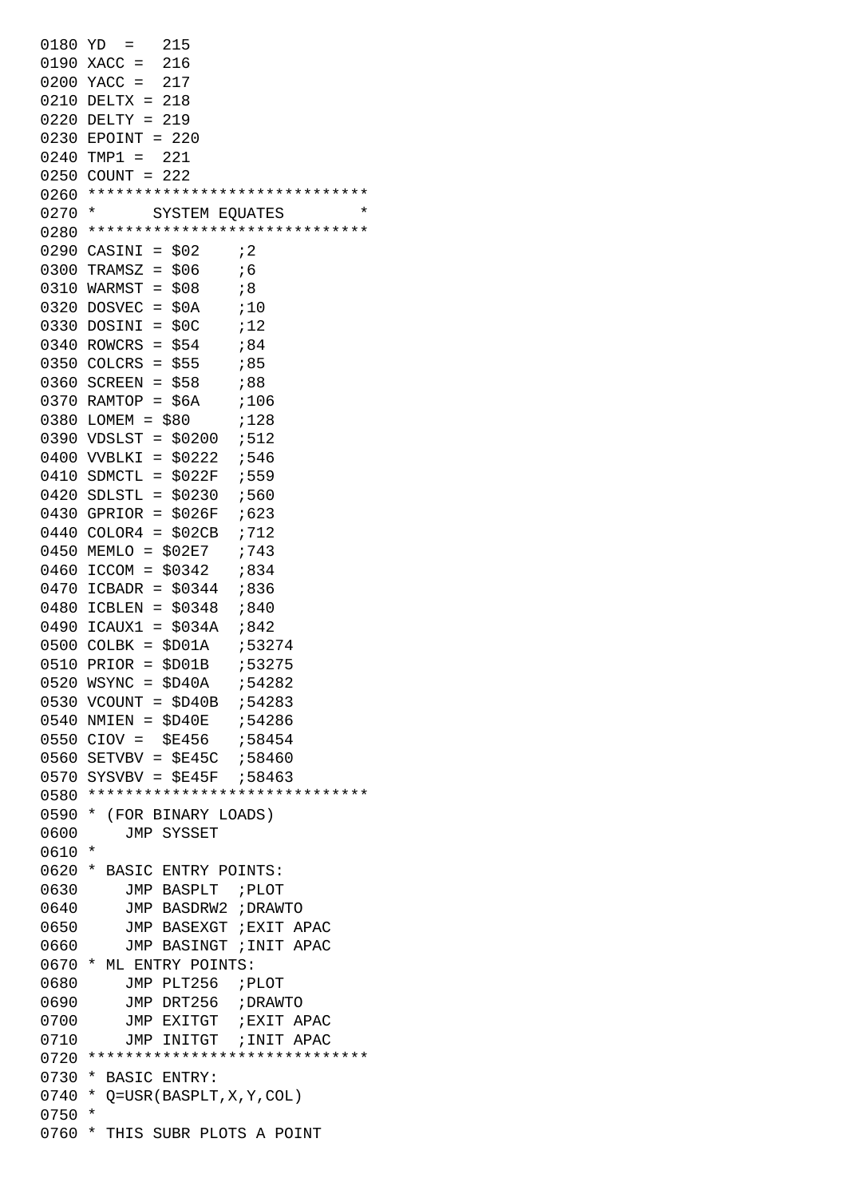```
0180 YD  =   215
0190 XACC =  216
0200 YACC =  217
0210 DELTX = 218
0220 DELTY = 219
0230 EPOINT = 220
0240 TMP1 =  221
0250 COUNT = 222
0260 ******************************
0270 *      SYSTEM EQUATES        *
0280 ******************************
0290 CASINI = $02    ;2
0300 TRAMSZ = $06    ;6
0310 WARMST = $08    ;8
0320 DOSVEC = $0A    ;10
0330 DOSINI = $0C    ;12
0340 ROWCRS = $54    ;84
0350 COLCRS = $55    ;85
0360 SCREEN = $58    ;88
0370 RAMTOP = $6A    ;106
0380 LOMEM = $80     ;128
0390 VDSLST = $0200  ;512
0400 VVBLKI = $0222  ;546
0410 SDMCTL = $022F  ;559
0420 SDLSTL = $0230  ;560
0430 GPRIOR = $026F  ;623
0440 COLOR4 = $02CB  ;712
0450 MEMLO = $02E7   ;743
0460 ICCOM = $0342   ;834
0470 ICBADR = $0344  ;836
0480 ICBLEN = $0348  ;840
0490 ICAUX1 = $034A  ;842
0500 COLBK = $D01A   ;53274
0510 PRIOR = $D01B   ;53275
0520 WSYNC = $D40A   ;54282
0530 VCOUNT = $D40B  ;54283
0540 NMIEN = $D40E   ;54286
0550 CIOV =  $E456   ;58454
0560 SETVBV = $E45C  ;58460
0570 SYSVBV = $E45F  ;58463
0580 ******************************
0590 * (FOR BINARY LOADS)
0600     JMP SYSSET
0610 *
0620 * BASIC ENTRY POINTS:
0630     JMP BASPLT  ;PLOT
0640     JMP BASDRW2 ;DRAWTO
0650     JMP BASEXGT ;EXIT APAC
0660     JMP BASINGT ;INIT APAC
0670 * ML ENTRY POINTS:
0680     JMP PLT256  ;PLOT
0690     JMP DRT256  ;DRAWTO
0700     JMP EXITGT  ;EXIT APAC
0710     JMP INITGT  ;INIT APAC
0720 ******************************
0730 * BASIC ENTRY:
0740 * Q=USR(BASPLT,X,Y,COL)
0750 *
0760 * THIS SUBR PLOTS A POINT
```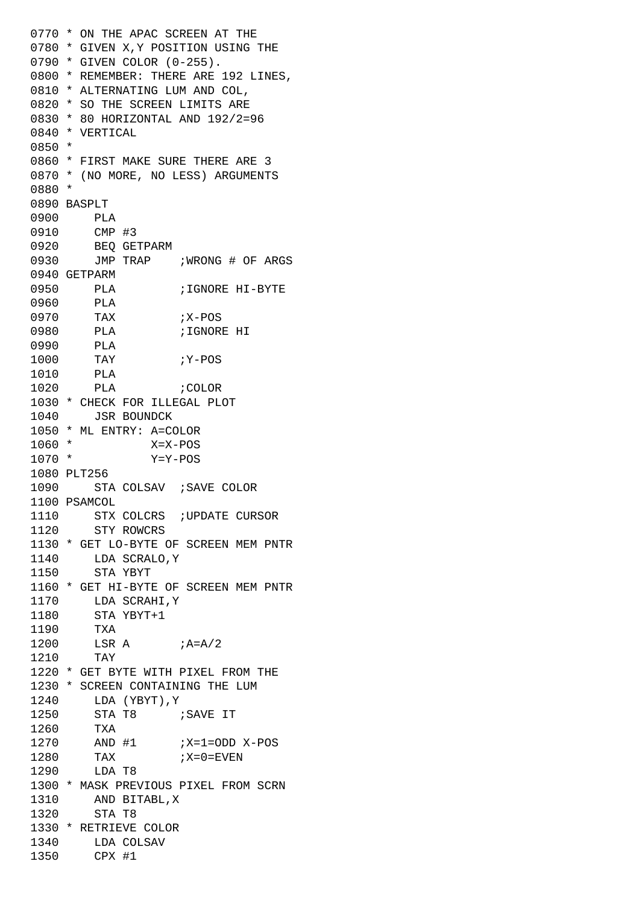```
0770 * ON THE APAC SCREEN AT THE
0780 * GIVEN X,Y POSITION USING THE
0790 * GIVEN COLOR (0-255).
0800 * REMEMBER: THERE ARE 192 LINES,
0810 * ALTERNATING LUM AND COL,
0820 * SO THE SCREEN LIMITS ARE
0830 * 80 HORIZONTAL AND 192/2=96
0840 * VERTICAL
0850 *
0860 * FIRST MAKE SURE THERE ARE 3
0870 * (NO MORE, NO LESS) ARGUMENTS
0880 *
0890 BASPLT
0900     PLA
0910     CMP #3
0920     BEQ GETPARM
0930     JMP TRAP    ;WRONG # OF ARGS
0940 GETPARM
0950     PLA         ;IGNORE HI-BYTE
0960     PLA
0970     TAX         ;X-POS
0980     PLA         ;IGNORE HI
0990     PLA
1000     TAY         ;Y-POS
1010     PLA
1020     PLA         ;COLOR
1030 * CHECK FOR ILLEGAL PLOT
1040     JSR BOUNDCK
1050 * ML ENTRY: A=COLOR
1060 *           X=X-POS
1070 *           Y=Y-POS
1080 PLT256
1090     STA COLSAV  ;SAVE COLOR
1100 PSAMCOL
1110     STX COLCRS  ;UPDATE CURSOR
1120     STY ROWCRS
1130 * GET LO-BYTE OF SCREEN MEM PNTR
1140     LDA SCRALO,Y
1150     STA YBYT
1160 * GET HI-BYTE OF SCREEN MEM PNTR
1170     LDA SCRAHI,Y
1180     STA YBYT+1
1190     TXA
1200     LSR A       ;A=A/2
1210     TAY
1220 * GET BYTE WITH PIXEL FROM THE
1230 * SCREEN CONTAINING THE LUM
1240     LDA (YBYT),Y
1250     STA T8      ;SAVE IT
1260     TXA
1270     AND #1      ;X=1=ODD X-POS
1280     TAX         ;X=0=EVEN
1290     LDA T8
1300 * MASK PREVIOUS PIXEL FROM SCRN
1310     AND BITABL,X
1320     STA T8
1330 * RETRIEVE COLOR
1340     LDA COLSAV
1350     CPX #1
```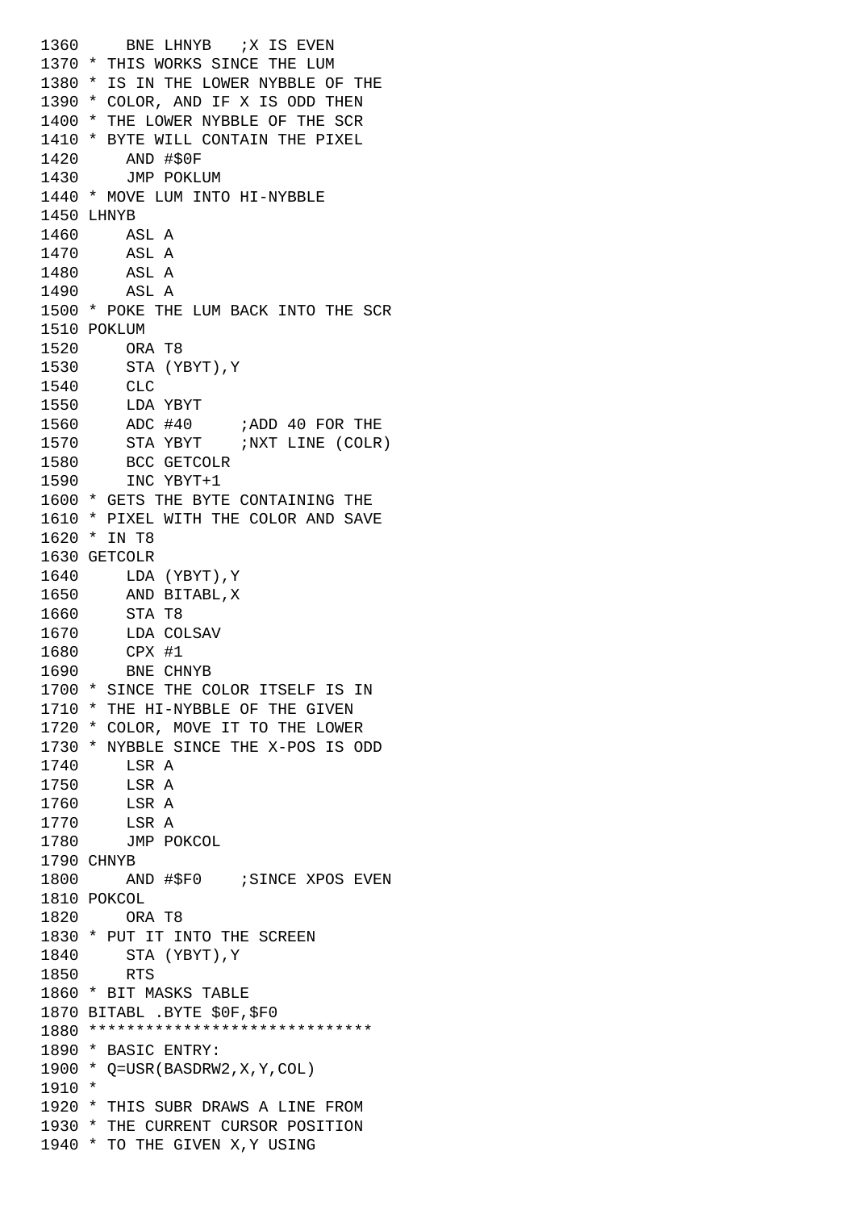```
1360     BNE LHNYB   ;X IS EVEN
1370 * THIS WORKS SINCE THE LUM
1380 * IS IN THE LOWER NYBBLE OF THE
1390 * COLOR, AND IF X IS ODD THEN
1400 * THE LOWER NYBBLE OF THE SCR
1410 * BYTE WILL CONTAIN THE PIXEL
1420     AND #$0F
1430     JMP POKLUM
1440 * MOVE LUM INTO HI-NYBBLE
1450 LHNYB
1460     ASL A
1470     ASL A
1480     ASL A
1490     ASL A
1500 * POKE THE LUM BACK INTO THE SCR
1510 POKLUM
1520     ORA T8
1530     STA (YBYT),Y
1540     CLC
1550     LDA YBYT
1560     ADC #40     ;ADD 40 FOR THE
1570     STA YBYT    ;NXT LINE (COLR)
1580     BCC GETCOLR
1590     INC YBYT+1
1600 * GETS THE BYTE CONTAINING THE
1610 * PIXEL WITH THE COLOR AND SAVE
1620 * IN T8
1630 GETCOLR
1640     LDA (YBYT),Y
1650     AND BITABL,X
1660     STA T8
1670     LDA COLSAV
1680     CPX #1
1690     BNE CHNYB
1700 * SINCE THE COLOR ITSELF IS IN
1710 * THE HI-NYBBLE OF THE GIVEN
1720 * COLOR, MOVE IT TO THE LOWER
1730 * NYBBLE SINCE THE X-POS IS ODD
1740     LSR A
1750     LSR A
1760     LSR A
1770     LSR A
1780     JMP POKCOL
1790 CHNYB
1800     AND #$F0    ;SINCE XPOS EVEN
1810 POKCOL
1820     ORA T8
1830 * PUT IT INTO THE SCREEN
1840     STA (YBYT),Y
1850     RTS
1860 * BIT MASKS TABLE
1870 BITABL .BYTE $0F,$F0
1880 ******************************
1890 * BASIC ENTRY:
1900 * Q=USR(BASDRW2,X,Y,COL)
1910 *
1920 * THIS SUBR DRAWS A LINE FROM
1930 * THE CURRENT CURSOR POSITION
1940 * TO THE GIVEN X,Y USING
```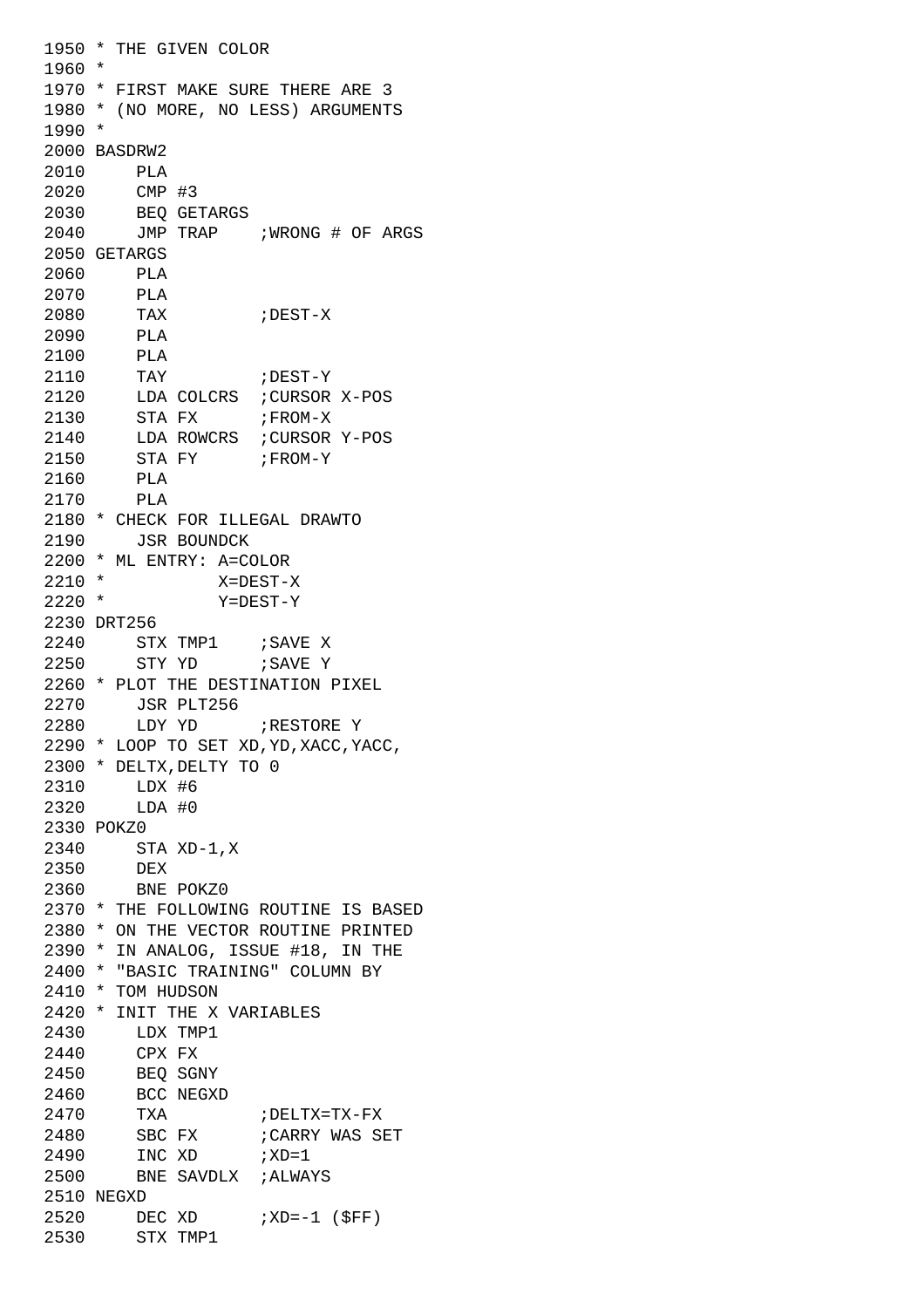```
1950 * THE GIVEN COLOR
1960 *
1970 * FIRST MAKE SURE THERE ARE 3
1980 * (NO MORE, NO LESS) ARGUMENTS
1990 *
2000 BASDRW2
2010     PLA
2020     CMP #3
2030     BEQ GETARGS
2040     JMP TRAP    ;WRONG # OF ARGS
2050 GETARGS
2060     PLA
2070     PLA
2080     TAX         ;DEST-X
2090     PLA
2100     PLA
2110     TAY         ;DEST-Y
2120     LDA COLCRS  ;CURSOR X-POS
2130     STA FX      ;FROM-X
2140     LDA ROWCRS  ;CURSOR Y-POS
2150     STA FY      ;FROM-Y
2160     PLA
2170     PLA
2180 * CHECK FOR ILLEGAL DRAWTO
2190     JSR BOUNDCK
2200 * ML ENTRY: A=COLOR
2210 *           X=DEST-X
2220 *           Y=DEST-Y
2230 DRT256
2240     STX TMP1    ;SAVE X
2250     STY YD      ;SAVE Y
2260 * PLOT THE DESTINATION PIXEL
2270     JSR PLT256
2280     LDY YD      ;RESTORE Y
2290 * LOOP TO SET XD,YD,XACC,YACC,
2300 * DELTX,DELTY TO 0
2310     LDX #6
2320     LDA #0
2330 POKZ0
2340     STA XD-1,X
2350     DEX
2360     BNE POKZ0
2370 * THE FOLLOWING ROUTINE IS BASED
2380 * ON THE VECTOR ROUTINE PRINTED
2390 * IN ANALOG, ISSUE #18, IN THE
2400 * "BASIC TRAINING" COLUMN BY
2410 * TOM HUDSON
2420 * INIT THE X VARIABLES
2430     LDX TMP1
2440     CPX FX
2450     BEQ SGNY
2460     BCC NEGXD
2470     TXA         ;DELTX=TX-FX
2480     SBC FX      ;CARRY WAS SET
2490     INC XD      ;XD=1
2500     BNE SAVDLX  ;ALWAYS
2510 NEGXD
2520     DEC XD      ;XD=-1 ($FF)
2530     STX TMP1
```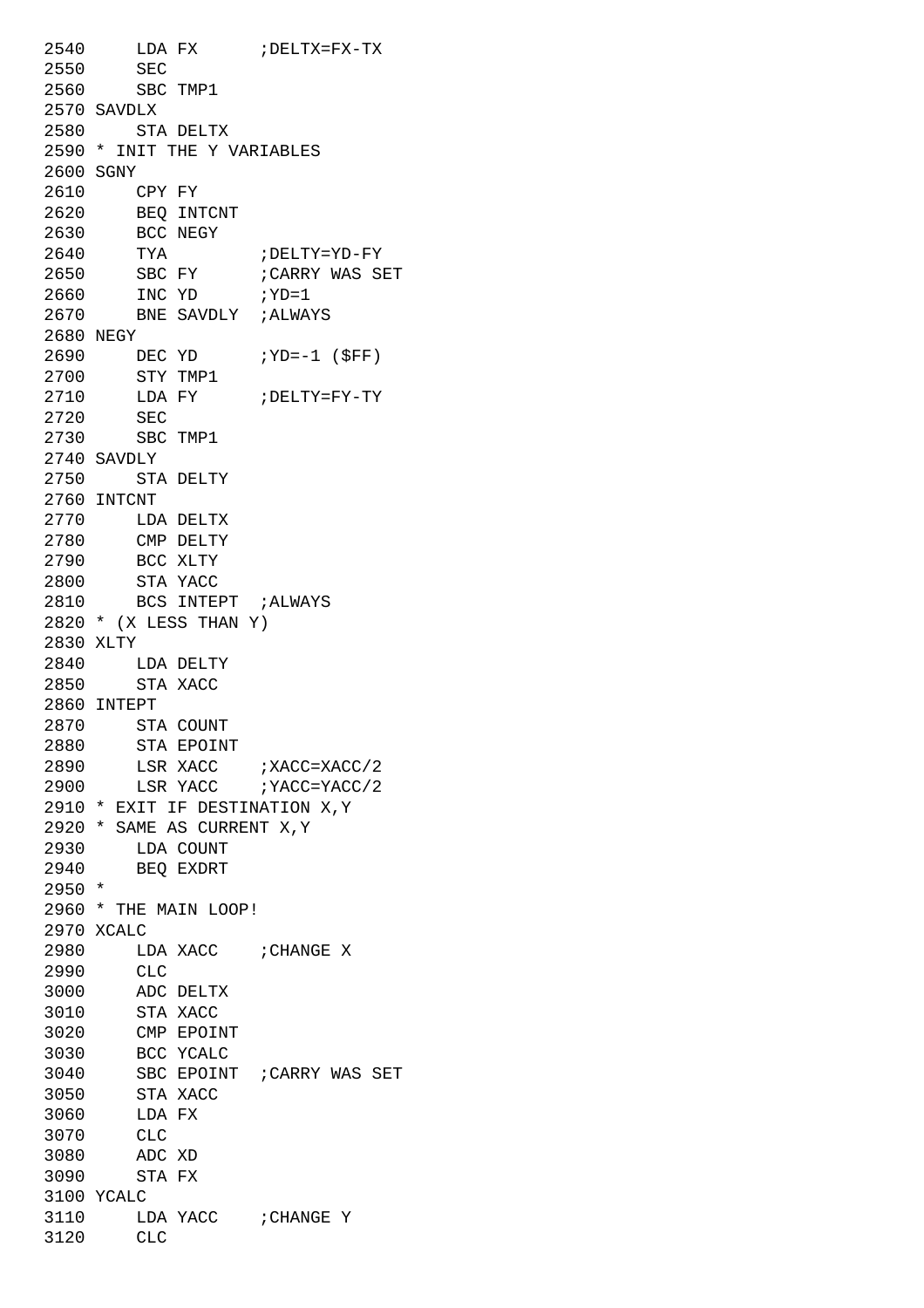```
2540     LDA FX      ;DELTX=FX-TX
2550     SEC
2560     SBC TMP1
2570 SAVDLX
2580     STA DELTX
2590 * INIT THE Y VARIABLES
2600 SGNY
2610     CPY FY
2620     BEQ INTCNT
2630     BCC NEGY
2640     TYA         ;DELTY=YD-FY
2650     SBC FY      ;CARRY WAS SET
2660     INC YD      ;YD=1
2670     BNE SAVDLY  ;ALWAYS
2680 NEGY
2690     DEC YD      ;YD=-1 ($FF)
2700     STY TMP1
2710     LDA FY      ;DELTY=FY-TY
2720     SEC
2730     SBC TMP1
2740 SAVDLY
2750     STA DELTY
2760 INTCNT
2770     LDA DELTX
2780     CMP DELTY
2790     BCC XLTY
2800     STA YACC
2810     BCS INTEPT  ;ALWAYS
2820 * (X LESS THAN Y)
2830 XLTY
2840     LDA DELTY
2850     STA XACC
2860 INTEPT
2870     STA COUNT
2880     STA EPOINT
2890     LSR XACC    ;XACC=XACC/2
2900     LSR YACC    ;YACC=YACC/2
2910 * EXIT IF DESTINATION X,Y
2920 * SAME AS CURRENT X,Y
2930     LDA COUNT
2940     BEQ EXDRT
2950 *
2960 * THE MAIN LOOP!
2970 XCALC
2980     LDA XACC    ;CHANGE X
2990     CLC
3000     ADC DELTX
3010     STA XACC
3020     CMP EPOINT
3030     BCC YCALC
3040     SBC EPOINT  ;CARRY WAS SET
3050     STA XACC
3060     LDA FX
3070     CLC
3080     ADC XD
3090     STA FX
3100 YCALC
3110     LDA YACC    ;CHANGE Y
3120     CLC
```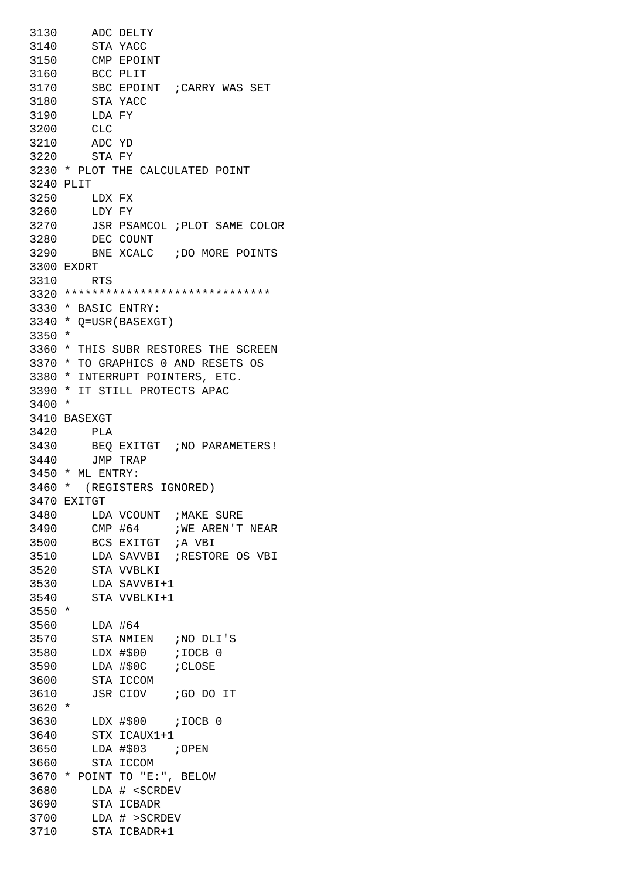```
3130     ADC DELTY
3140     STA YACC
3150     CMP EPOINT
3160     BCC PLIT
3170     SBC EPOINT  ;CARRY WAS SET
3180     STA YACC
3190     LDA FY
3200     CLC
3210     ADC YD
3220     STA FY
3230 * PLOT THE CALCULATED POINT
3240 PLIT
3250     LDX FX
3260     LDY FY
3270     JSR PSAMCOL ;PLOT SAME COLOR
3280     DEC COUNT
3290     BNE XCALC   ;DO MORE POINTS
3300 EXDRT
3310     RTS
3320 ******************************
3330 * BASIC ENTRY:
3340 * Q=USR(BASEXGT)
3350 *
3360 * THIS SUBR RESTORES THE SCREEN
3370 * TO GRAPHICS 0 AND RESETS OS
3380 * INTERRUPT POINTERS, ETC.
3390 * IT STILL PROTECTS APAC
3400 *
3410 BASEXGT
3420     PLA
3430     BEQ EXITGT  ;NO PARAMETERS!
3440     JMP TRAP
3450 * ML ENTRY:
3460 *  (REGISTERS IGNORED)
3470 EXITGT
3480     LDA VCOUNT  ;MAKE SURE
3490     CMP #64     ;WE AREN'T NEAR
3500     BCS EXITGT  ;A VBI
3510     LDA SAVVBI  ;RESTORE OS VBI
3520     STA VVBLKI
3530     LDA SAVVBI+1
3540     STA VVBLKI+1
3550 *
3560     LDA #64
3570     STA NMIEN   ;NO DLI'S
3580     LDX #$00    ;IOCB 0
3590     LDA #$0C    ;CLOSE
3600     STA ICCOM
3610     JSR CIOV    ;GO DO IT
3620 *
3630     LDX #$00    ;IOCB 0
3640     STX ICAUX1+1
3650     LDA #$03    ;OPEN
3660     STA ICCOM
3670 * POINT TO "E:", BELOW
3680     LDA # <SCRDEV
3690     STA ICBADR
3700     LDA # >SCRDEV
3710     STA ICBADR+1
```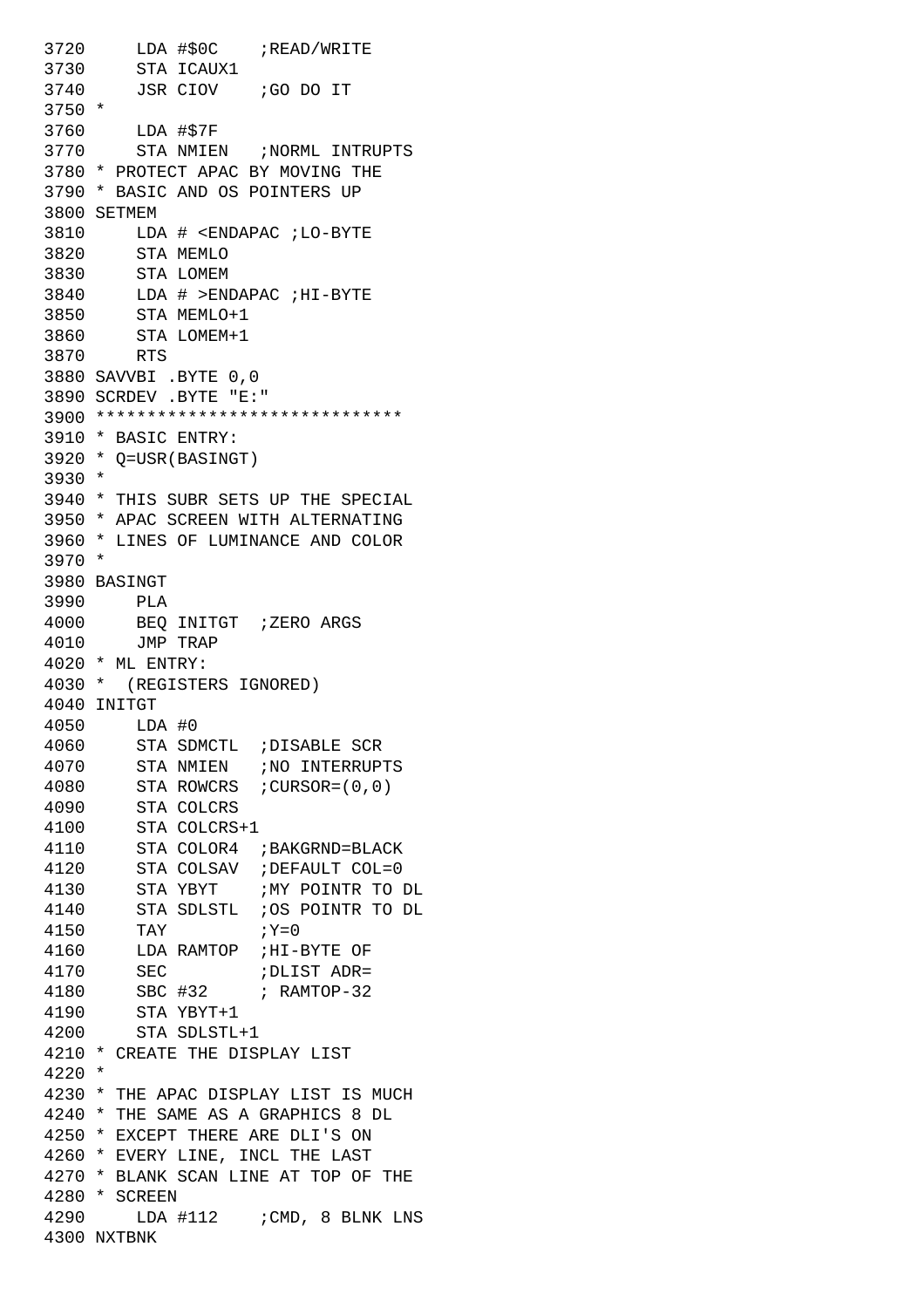```
3720     LDA #$0C    ;READ/WRITE
3730     STA ICAUX1
3740     JSR CIOV    ;GO DO IT
3750 *
3760     LDA #$7F
3770     STA NMIEN   ;NORML INTRUPTS
3780 * PROTECT APAC BY MOVING THE
3790 * BASIC AND OS POINTERS UP
3800 SETMEM
3810     LDA # <ENDAPAC ;LO-BYTE
3820     STA MEMLO
3830     STA LOMEM
3840     LDA # >ENDAPAC ;HI-BYTE
3850     STA MEMLO+1
3860     STA LOMEM+1
3870     RTS
3880 SAVVBI .BYTE 0,0
3890 SCRDEV .BYTE "E:"
3900 ******************************
3910 * BASIC ENTRY:
3920 * Q=USR(BASINGT)
3930 *
3940 * THIS SUBR SETS UP THE SPECIAL
3950 * APAC SCREEN WITH ALTERNATING
3960 * LINES OF LUMINANCE AND COLOR
3970 *
3980 BASINGT
3990     PLA
4000     BEQ INITGT  ;ZERO ARGS
4010     JMP TRAP
4020 * ML ENTRY:
4030 *  (REGISTERS IGNORED)
4040 INITGT
4050     LDA #0
4060     STA SDMCTL  ;DISABLE SCR
4070     STA NMIEN   ;NO INTERRUPTS
4080     STA ROWCRS  ;CURSOR=(0,0)
4090     STA COLCRS
4100     STA COLCRS+1
4110     STA COLOR4  ;BAKGRND=BLACK
4120     STA COLSAV  ;DEFAULT COL=0
4130     STA YBYT    ;MY POINTR TO DL
4140     STA SDLSTL  ;OS POINTR TO DL
4150     TAY         ;Y=0
4160     LDA RAMTOP  ;HI-BYTE OF
4170     SEC         ;DLIST ADR=
4180     SBC #32     ; RAMTOP-32
4190     STA YBYT+1
4200     STA SDLSTL+1
4210 * CREATE THE DISPLAY LIST
4220 *
4230 * THE APAC DISPLAY LIST IS MUCH
4240 * THE SAME AS A GRAPHICS 8 DL
4250 * EXCEPT THERE ARE DLI'S ON
4260 * EVERY LINE, INCL THE LAST
4270 * BLANK SCAN LINE AT TOP OF THE
4280 * SCREEN
4290     LDA #112    ;CMD, 8 BLNK LNS
4300 NXTBNK
```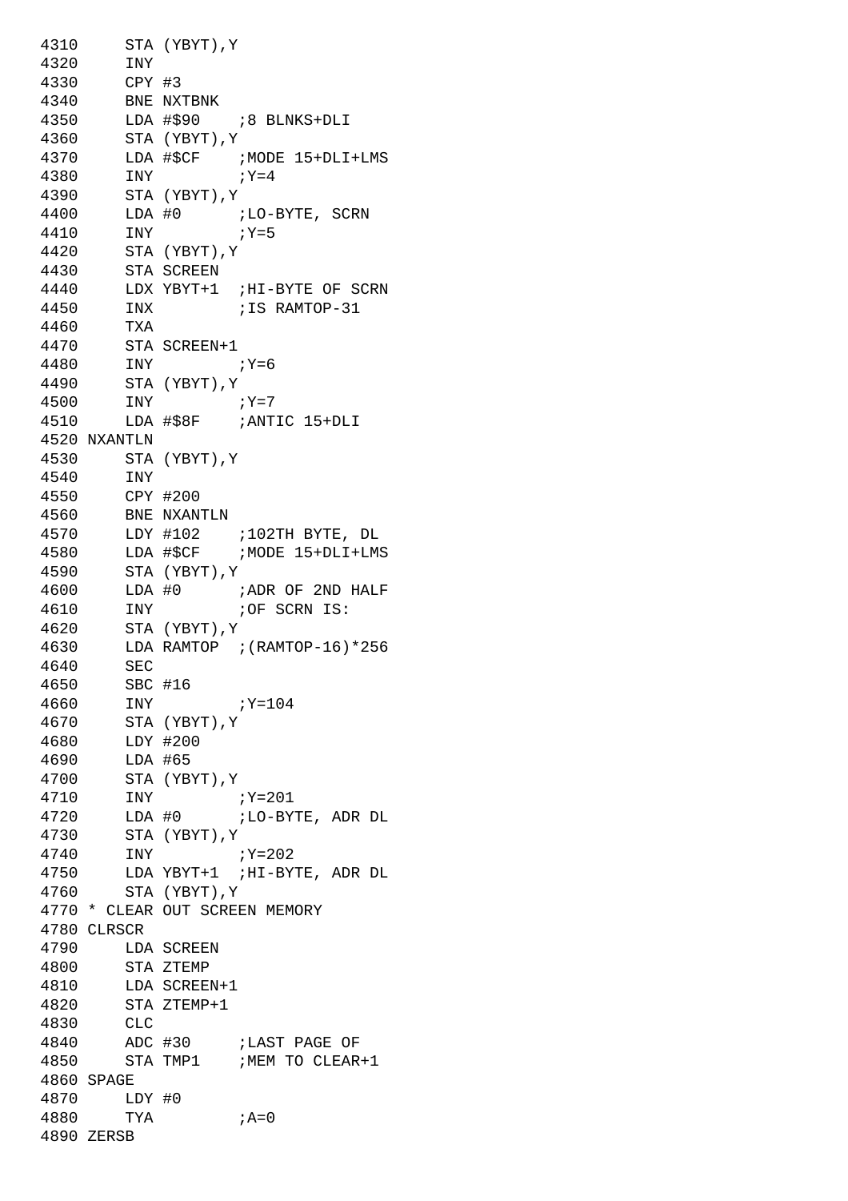```
4310     STA (YBYT),Y
4320     INY
4330     CPY #3
4340     BNE NXTBNK
4350     LDA #$90    ;8 BLNKS+DLI
4360     STA (YBYT),Y
4370     LDA #$CF    ;MODE 15+DLI+LMS
4380     INY         ;Y=4
4390     STA (YBYT),Y
4400     LDA #0      ;LO-BYTE, SCRN
4410     INY         ;Y=5
4420     STA (YBYT),Y
4430     STA SCREEN
4440     LDX YBYT+1  ;HI-BYTE OF SCRN
4450     INX         ;IS RAMTOP-31
4460     TXA
4470     STA SCREEN+1
4480     INY         ;Y=6
4490     STA (YBYT),Y
4500     INY         ;Y=7
4510     LDA #$8F    ;ANTIC 15+DLI
4520 NXANTLN
4530     STA (YBYT),Y
4540     INY
4550     CPY #200
4560     BNE NXANTLN
4570     LDY #102    ;102TH BYTE, DL
4580     LDA #$CF    ;MODE 15+DLI+LMS
4590     STA (YBYT),Y
4600     LDA #0      ;ADR OF 2ND HALF
4610     INY         ;OF SCRN IS:
4620     STA (YBYT),Y
4630     LDA RAMTOP  ;(RAMTOP-16)*256
4640     SEC
4650     SBC #16
4660     INY         ;Y=104
4670     STA (YBYT),Y
4680     LDY #200
4690     LDA #65
4700     STA (YBYT),Y
4710     INY         ;Y=201
4720     LDA #0      ;LO-BYTE, ADR DL
4730     STA (YBYT),Y
4740     INY         ;Y=202
4750     LDA YBYT+1  ;HI-BYTE, ADR DL
4760     STA (YBYT),Y
4770 * CLEAR OUT SCREEN MEMORY
4780 CLRSCR
4790     LDA SCREEN
4800     STA ZTEMP
4810     LDA SCREEN+1
4820     STA ZTEMP+1
4830     CLC
4840     ADC #30     ;LAST PAGE OF
4850     STA TMP1    ;MEM TO CLEAR+1
4860 SPAGE
4870     LDY #0
4880     TYA         ;A=0
4890 ZERSB
```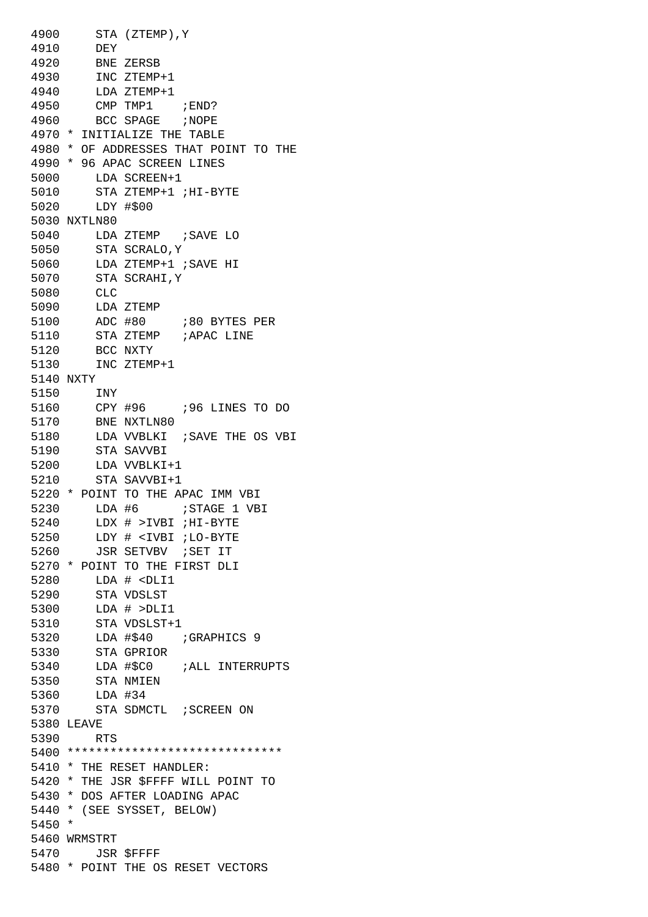```
4900     STA (ZTEMP),Y
4910     DEY
4920     BNE ZERSB
4930     INC ZTEMP+1
4940     LDA ZTEMP+1
4950     CMP TMP1    ;END?
4960     BCC SPAGE   ;NOPE
4970 * INITIALIZE THE TABLE
4980 * OF ADDRESSES THAT POINT TO THE
4990 * 96 APAC SCREEN LINES
5000     LDA SCREEN+1
5010     STA ZTEMP+1 ;HI-BYTE
5020     LDY #$00
5030 NXTLN80
5040     LDA ZTEMP   ;SAVE LO
5050     STA SCRALO,Y
5060     LDA ZTEMP+1 ;SAVE HI
5070     STA SCRAHI,Y
5080     CLC
5090     LDA ZTEMP
5100     ADC #80     ;80 BYTES PER
5110     STA ZTEMP   ;APAC LINE
5120     BCC NXTY
5130     INC ZTEMP+1
5140 NXTY
5150     INY
5160     CPY #96     ;96 LINES TO DO
5170     BNE NXTLN80
5180     LDA VVBLKI  ;SAVE THE OS VBI
5190     STA SAVVBI
5200     LDA VVBLKI+1
5210     STA SAVVBI+1
5220 * POINT TO THE APAC IMM VBI
5230     LDA #6      ;STAGE 1 VBI
5240     LDX # >IVBI ;HI-BYTE
5250     LDY # <IVBI ;LO-BYTE
5260     JSR SETVBV  ;SET IT
5270 * POINT TO THE FIRST DLI
5280     LDA # <DLI1
5290     STA VDSLST
5300     LDA # >DLI1
5310     STA VDSLST+1
5320     LDA #$40    ;GRAPHICS 9
5330     STA GPRIOR
5340     LDA #$C0    ;ALL INTERRUPTS
5350     STA NMIEN
5360     LDA #34
5370     STA SDMCTL  ;SCREEN ON
5380 LEAVE
5390     RTS
5400 ******************************
5410 * THE RESET HANDLER:
5420 * THE JSR $FFFF WILL POINT TO
5430 * DOS AFTER LOADING APAC
5440 * (SEE SYSSET, BELOW)
5450 *
5460 WRMSTRT
5470     JSR $FFFF
5480 * POINT THE OS RESET VECTORS
```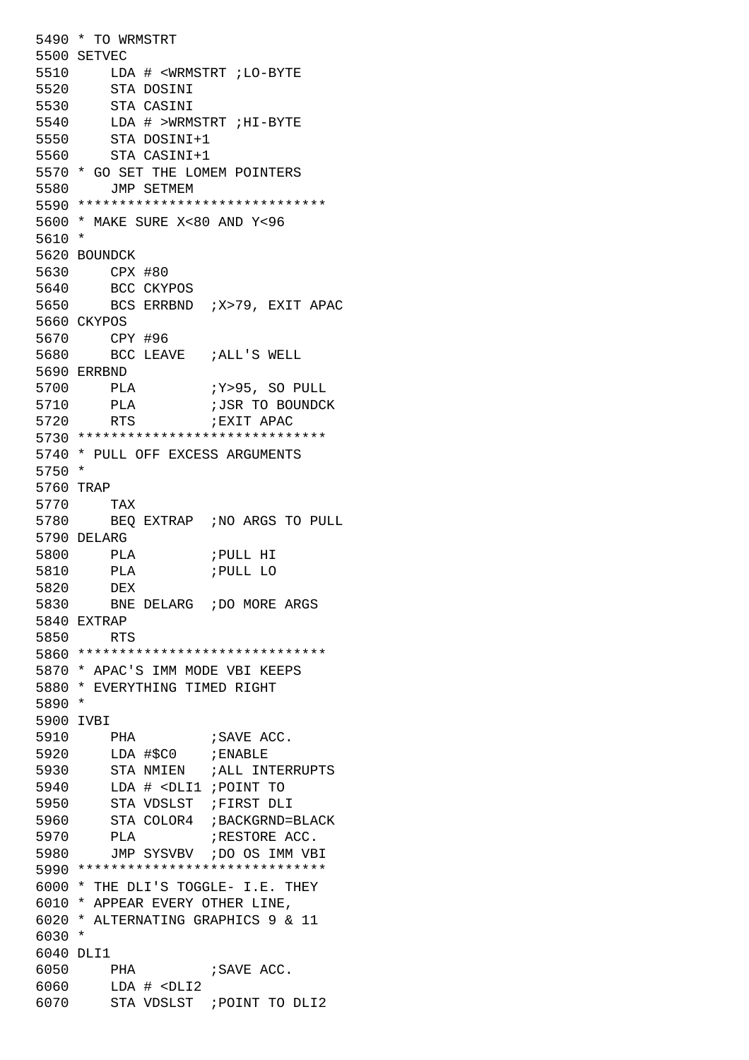```
5490 * TO WRMSTRT
5500 SETVEC
5510     LDA # <WRMSTRT ;LO-BYTE
5520     STA DOSINI
5530     STA CASINI
5540     LDA # >WRMSTRT ;HI-BYTE
5550     STA DOSINI+1
5560     STA CASINI+1
5570 * GO SET THE LOMEM POINTERS
5580     JMP SETMEM
5590 ******************************
5600 * MAKE SURE X<80 AND Y<96
5610 *
5620 BOUNDCK
5630     CPX #80
5640     BCC CKYPOS
5650     BCS ERRBND  ;X>79, EXIT APAC
5660 CKYPOS
5670     CPY #96
5680     BCC LEAVE   ;ALL'S WELL
5690 ERRBND
5700     PLA         ;Y>95, SO PULL
5710     PLA         ;JSR TO BOUNDCK
5720     RTS         ;EXIT APAC
5730 ******************************
5740 * PULL OFF EXCESS ARGUMENTS
5750 *
5760 TRAP
5770     TAX
5780     BEQ EXTRAP  ;NO ARGS TO PULL
5790 DELARG
5800     PLA         ;PULL HI
5810     PLA         ;PULL LO
5820     DEX
5830     BNE DELARG  ;DO MORE ARGS
5840 EXTRAP
5850     RTS
5860 ******************************
5870 * APAC'S IMM MODE VBI KEEPS
5880 * EVERYTHING TIMED RIGHT
5890 *
5900 IVBI
5910     PHA         ;SAVE ACC.
5920     LDA #$C0    ;ENABLE
5930     STA NMIEN   ;ALL INTERRUPTS
5940     LDA # <DLI1 ;POINT TO
5950     STA VDSLST  ;FIRST DLI
5960     STA COLOR4  ;BACKGRND=BLACK
5970     PLA         ;RESTORE ACC.
5980     JMP SYSVBV  ;DO OS IMM VBI
5990 ******************************
6000 * THE DLI'S TOGGLE- I.E. THEY
6010 * APPEAR EVERY OTHER LINE,
6020 * ALTERNATING GRAPHICS 9 & 11
6030 *
6040 DLI1
6050     PHA         ;SAVE ACC.
6060     LDA # <DLI2
6070     STA VDSLST  ;POINT TO DLI2
```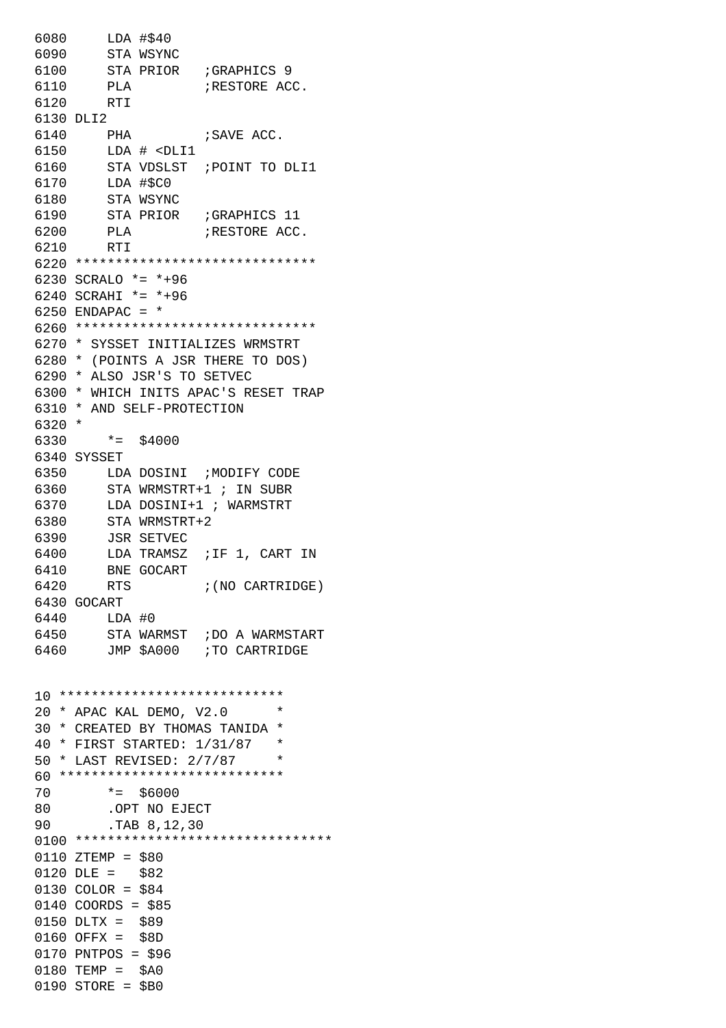```
6080     LDA #$40
6090     STA WSYNC
6100     STA PRIOR   ;GRAPHICS 9
6110     PLA         ;RESTORE ACC.
6120     RTI
6130 DLI2
6140     PHA         ;SAVE ACC.
6150     LDA # <DLI1
6160     STA VDSLST  ;POINT TO DLI1
6170     LDA #$C0
6180     STA WSYNC
6190     STA PRIOR   ;GRAPHICS 11
6200     PLA         ;RESTORE ACC.
6210     RTI
6220 ******************************
6230 SCRALO *= *+96
6240 SCRAHI *= *+96
6250 ENDAPAC = *
6260 ******************************
6270 * SYSSET INITIALIZES WRMSTRT
6280 * (POINTS A JSR THERE TO DOS)
6290 * ALSO JSR'S TO SETVEC
6300 * WHICH INITS APAC'S RESET TRAP
6310 * AND SELF-PROTECTION
6320 *
6330     *=  $4000
6340 SYSSET
6350     LDA DOSINI  ;MODIFY CODE
6360     STA WRMSTRT+1 ; IN SUBR
6370     LDA DOSINI+1 ; WARMSTRT
6380     STA WRMSTRT+2
6390     JSR SETVEC
6400     LDA TRAMSZ  ;IF 1, CART IN
6410     BNE GOCART
6420     RTS         ;(NO CARTRIDGE)
6430 GOCART
6440     LDA #0
6450     STA WARMST  ;DO A WARMSTART
6460     JMP $A000   ;TO CARTRIDGE
```

```
10 ****************************
20 * APAC KAL DEMO, V2.0      *
30 * CREATED BY THOMAS TANIDA *
40 * FIRST STARTED: 1/31/87   *
50 * LAST REVISED: 2/7/87     *
60 ****************************
70       *=  $6000
80       .OPT NO EJECT
90       .TAB 8,12,30
0100 ********************************
0110 ZTEMP = $80
0120 DLE =   $82
0130 COLOR = $84
0140 COORDS = $85
0150 DLTX =  $89
0160 OFFX =  $8D
0170 PNTPOS = $96
0180 TEMP =  $A0
0190 STORE = $B0
```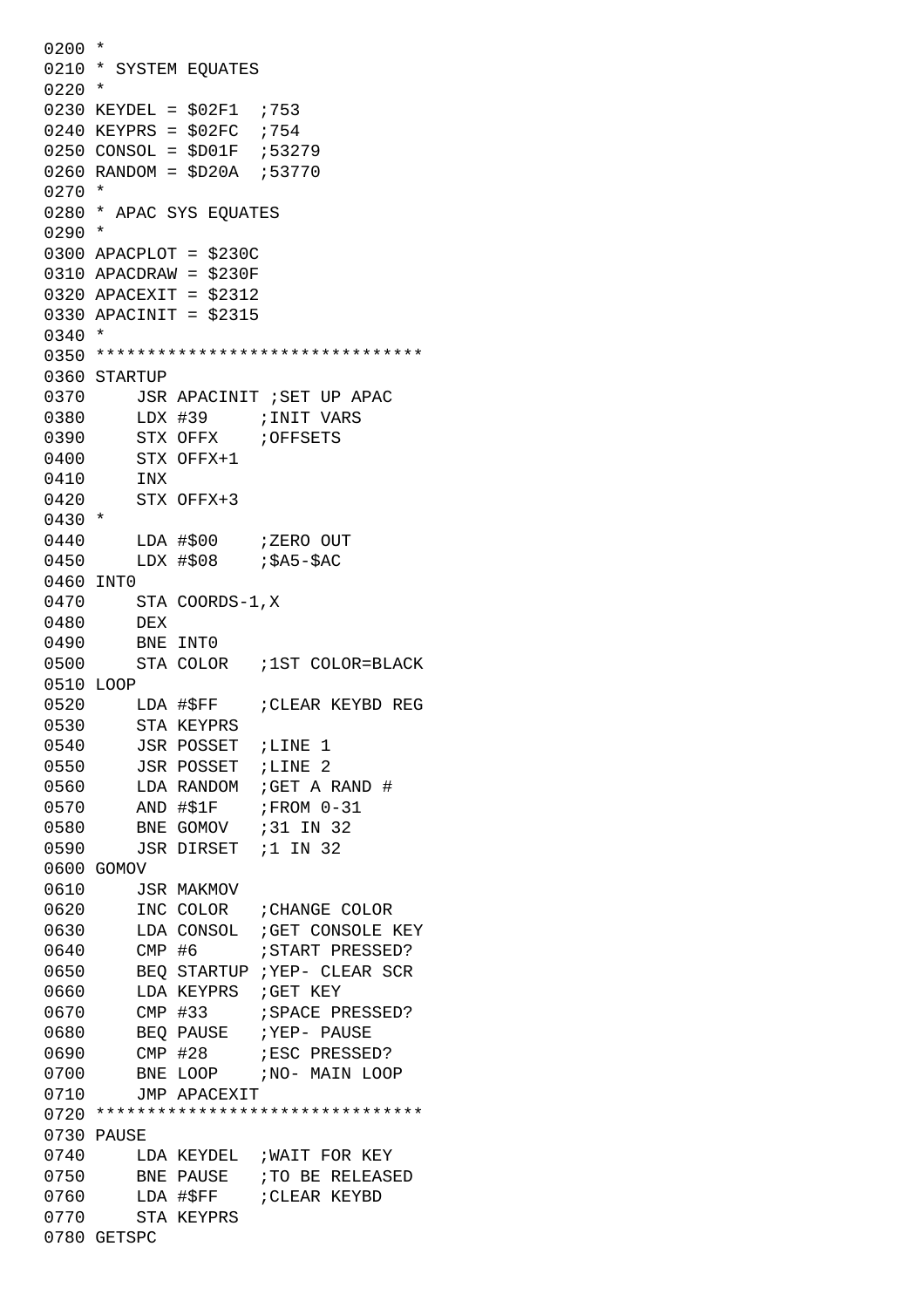```
0200 *
0210 * SYSTEM EQUATES
0220 *
0230 KEYDEL = $02F1  ;753
0240 KEYPRS = $02FC  ;754
0250 CONSOL = $D01F  ;53279
0260 RANDOM = $D20A  ;53770
0270 *
0280 * APAC SYS EQUATES
0290 *
0300 APACPLOT = $230C
0310 APACDRAW = $230F
0320 APACEXIT = $2312
0330 APACINIT = $2315
0340 *
0350 ********************************
0360 STARTUP
0370     JSR APACINIT ;SET UP APAC
0380     LDX #39      ;INIT VARS
0390     STX OFFX     ;OFFSETS
0400     STX OFFX+1
0410     INX
0420     STX OFFX+3
0430 *
0440     LDA #$00     ;ZERO OUT
0450     LDX #$08     ;$A5-$AC
0460 INT0
0470     STA COORDS-1,X
0480     DEX
0490     BNE INT0
0500     STA COLOR    ;1ST COLOR=BLACK
0510 LOOP
0520     LDA #$FF     ;CLEAR KEYBD REG
0530     STA KEYPRS
0540     JSR POSSET   ;LINE 1
0550     JSR POSSET   ;LINE 2
0560     LDA RANDOM   ;GET A RAND #
0570     AND #$1F     ;FROM 0-31
0580     BNE GOMOV    ;31 IN 32
0590     JSR DIRSET   ;1 IN 32
0600 GOMOV
0610     JSR MAKMOV
0620     INC COLOR    ;CHANGE COLOR
0630     LDA CONSOL   ;GET CONSOLE KEY
0640     CMP #6       ;START PRESSED?
0650     BEQ STARTUP  ;YEP- CLEAR SCR
0660     LDA KEYPRS   ;GET KEY
0670     CMP #33      ;SPACE PRESSED?
0680     BEQ PAUSE    ;YEP- PAUSE
0690     CMP #28      ;ESC PRESSED?
0700     BNE LOOP     ;NO- MAIN LOOP
0710     JMP APACEXIT
0720 ********************************
0730 PAUSE
0740     LDA KEYDEL   ;WAIT FOR KEY
0750     BNE PAUSE    ;TO BE RELEASED
0760     LDA #$FF     ;CLEAR KEYBD
0770     STA KEYPRS
0780 GETSPC
```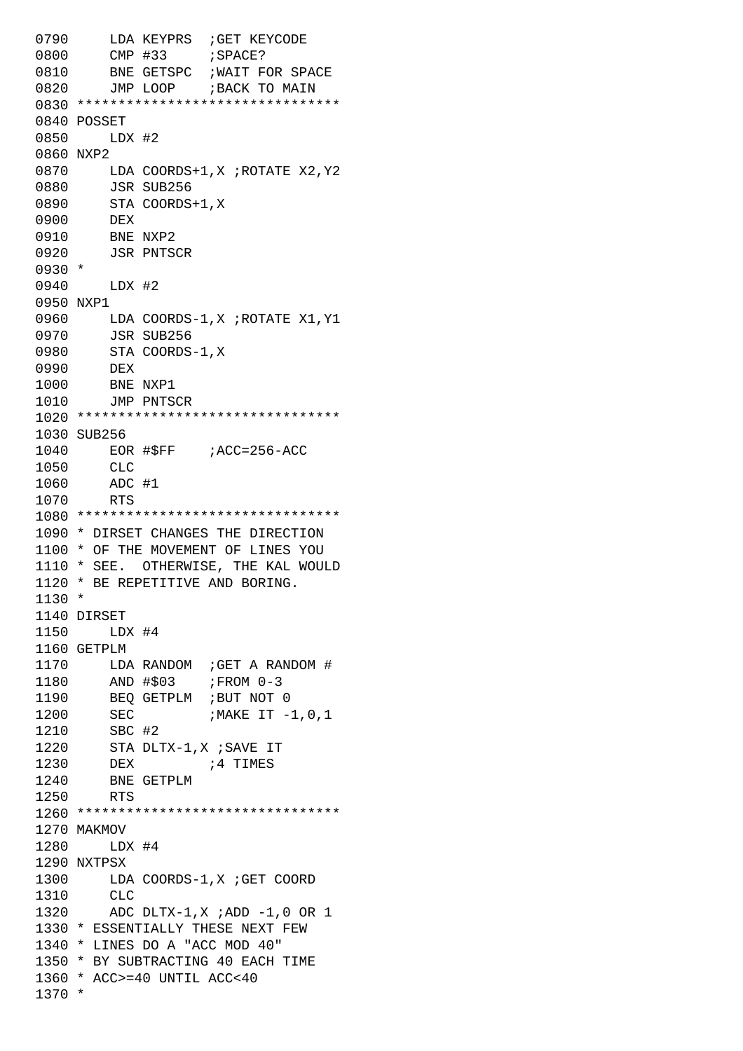```
0790     LDA KEYPRS  ;GET KEYCODE
0800     CMP #33     ;SPACE?
0810     BNE GETSPC  ;WAIT FOR SPACE
0820     JMP LOOP    ;BACK TO MAIN
0830 ********************************
0840 POSSET
0850     LDX #2
0860 NXP2
0870     LDA COORDS+1,X ;ROTATE X2,Y2
0880     JSR SUB256
0890     STA COORDS+1,X
0900     DEX
0910     BNE NXP2
0920     JSR PNTSCR
0930 *
0940     LDX #2
0950 NXP1
0960     LDA COORDS-1,X ;ROTATE X1,Y1
0970     JSR SUB256
0980     STA COORDS-1,X
0990     DEX
1000     BNE NXP1
1010     JMP PNTSCR
1020 ********************************
1030 SUB256
1040     EOR #$FF    ;ACC=256-ACC
1050     CLC
1060     ADC #1
1070     RTS
1080 ********************************
1090 * DIRSET CHANGES THE DIRECTION
1100 * OF THE MOVEMENT OF LINES YOU
1110 * SEE.  OTHERWISE, THE KAL WOULD
1120 * BE REPETITIVE AND BORING.
1130 *
1140 DIRSET
1150     LDX #4
1160 GETPLM
1170     LDA RANDOM  ;GET A RANDOM #
1180     AND #$03    ;FROM 0-3
1190     BEQ GETPLM  ;BUT NOT 0
1200     SEC         ;MAKE IT -1,0,1
1210     SBC #2
1220     STA DLTX-1,X ;SAVE IT
1230     DEX         ;4 TIMES
1240     BNE GETPLM
1250     RTS
1260 ********************************
1270 MAKMOV
1280     LDX #4
1290 NXTPSX
1300     LDA COORDS-1,X ;GET COORD
1310     CLC
1320     ADC DLTX-1,X ;ADD -1,0 OR 1
1330 * ESSENTIALLY THESE NEXT FEW
1340 * LINES DO A "ACC MOD 40"
1350 * BY SUBTRACTING 40 EACH TIME
1360 * ACC>=40 UNTIL ACC<40
1370 *
```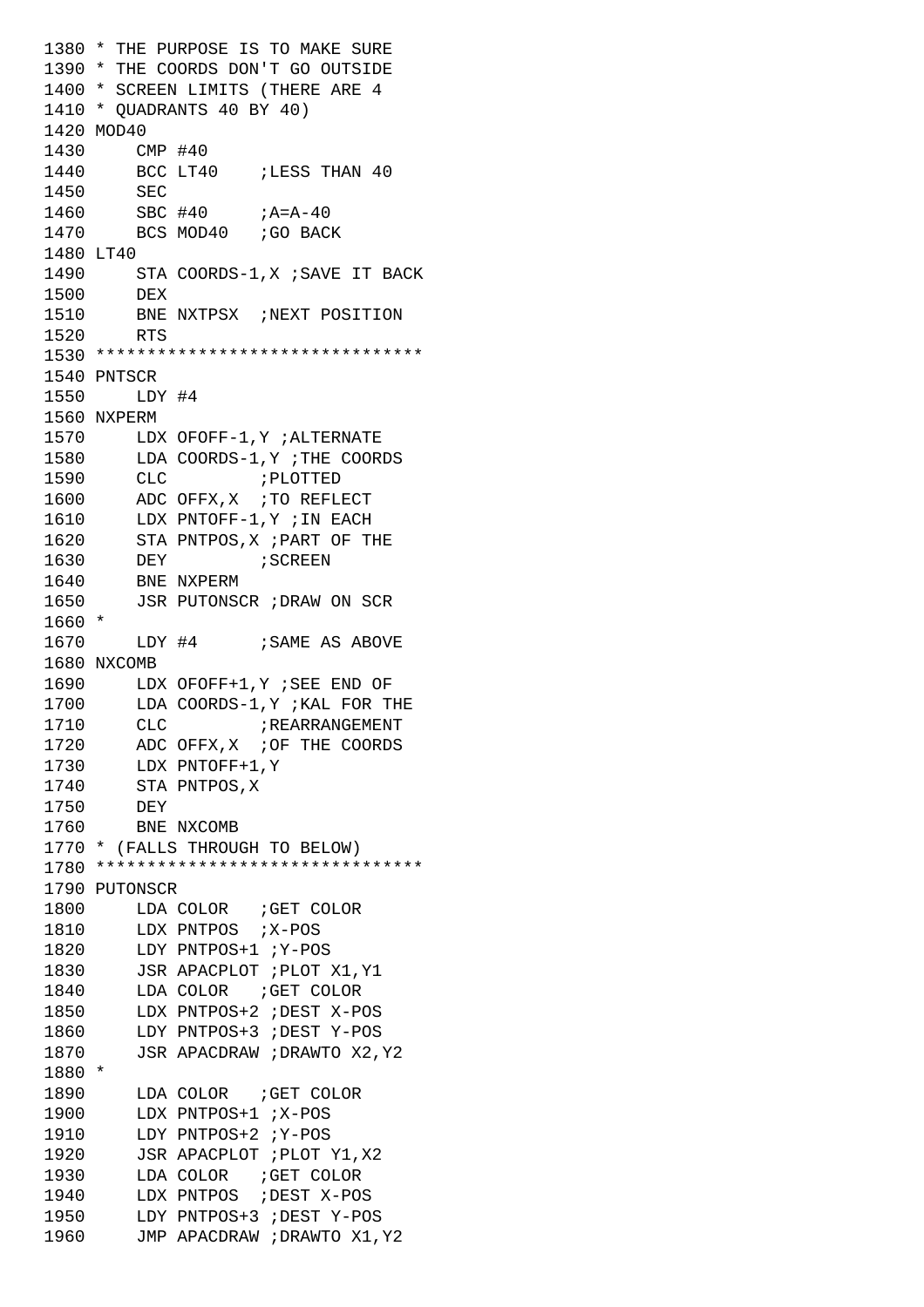```
1380 * THE PURPOSE IS TO MAKE SURE
1390 * THE COORDS DON'T GO OUTSIDE
1400 * SCREEN LIMITS (THERE ARE 4
1410 * QUADRANTS 40 BY 40)
1420 MOD40
1430     CMP #40
1440     BCC LT40    ;LESS THAN 40
1450     SEC
1460     SBC #40     ;A=A-40
1470     BCS MOD40   ;GO BACK
1480 LT40
1490     STA COORDS-1,X ;SAVE IT BACK
1500     DEX
1510     BNE NXTPSX  ;NEXT POSITION
1520     RTS
1530 ********************************
1540 PNTSCR
1550     LDY #4
1560 NXPERM
1570     LDX OFOFF-1,Y ;ALTERNATE
1580     LDA COORDS-1,Y ;THE COORDS
1590     CLC         ;PLOTTED
1600     ADC OFFX,X  ;TO REFLECT
1610     LDX PNTOFF-1,Y ;IN EACH
1620     STA PNTPOS,X ;PART OF THE
1630     DEY         ;SCREEN
1640     BNE NXPERM
1650     JSR PUTONSCR ;DRAW ON SCR
1660 *
1670     LDY #4      ;SAME AS ABOVE
1680 NXCOMB
1690     LDX OFOFF+1,Y ;SEE END OF
1700     LDA COORDS-1,Y ;KAL FOR THE
1710     CLC         ;REARRANGEMENT
1720     ADC OFFX,X  ;OF THE COORDS
1730     LDX PNTOFF+1,Y
1740     STA PNTPOS,X
1750     DEY
1760     BNE NXCOMB
1770 * (FALLS THROUGH TO BELOW)
1780 ********************************
1790 PUTONSCR
1800     LDA COLOR   ;GET COLOR
1810     LDX PNTPOS  ;X-POS
1820     LDY PNTPOS+1 ;Y-POS
1830     JSR APACPLOT ;PLOT X1,Y1
1840     LDA COLOR   ;GET COLOR
1850     LDX PNTPOS+2 ;DEST X-POS
1860     LDY PNTPOS+3 ;DEST Y-POS
1870     JSR APACDRAW ;DRAWTO X2,Y2
1880 *
1890     LDA COLOR   ;GET COLOR
1900     LDX PNTPOS+1 ;X-POS
1910     LDY PNTPOS+2 ;Y-POS
1920     JSR APACPLOT ;PLOT Y1,X2
1930     LDA COLOR   ;GET COLOR
1940     LDX PNTPOS  ;DEST X-POS
1950     LDY PNTPOS+3 ;DEST Y-POS
1960     JMP APACDRAW ;DRAWTO X1,Y2
```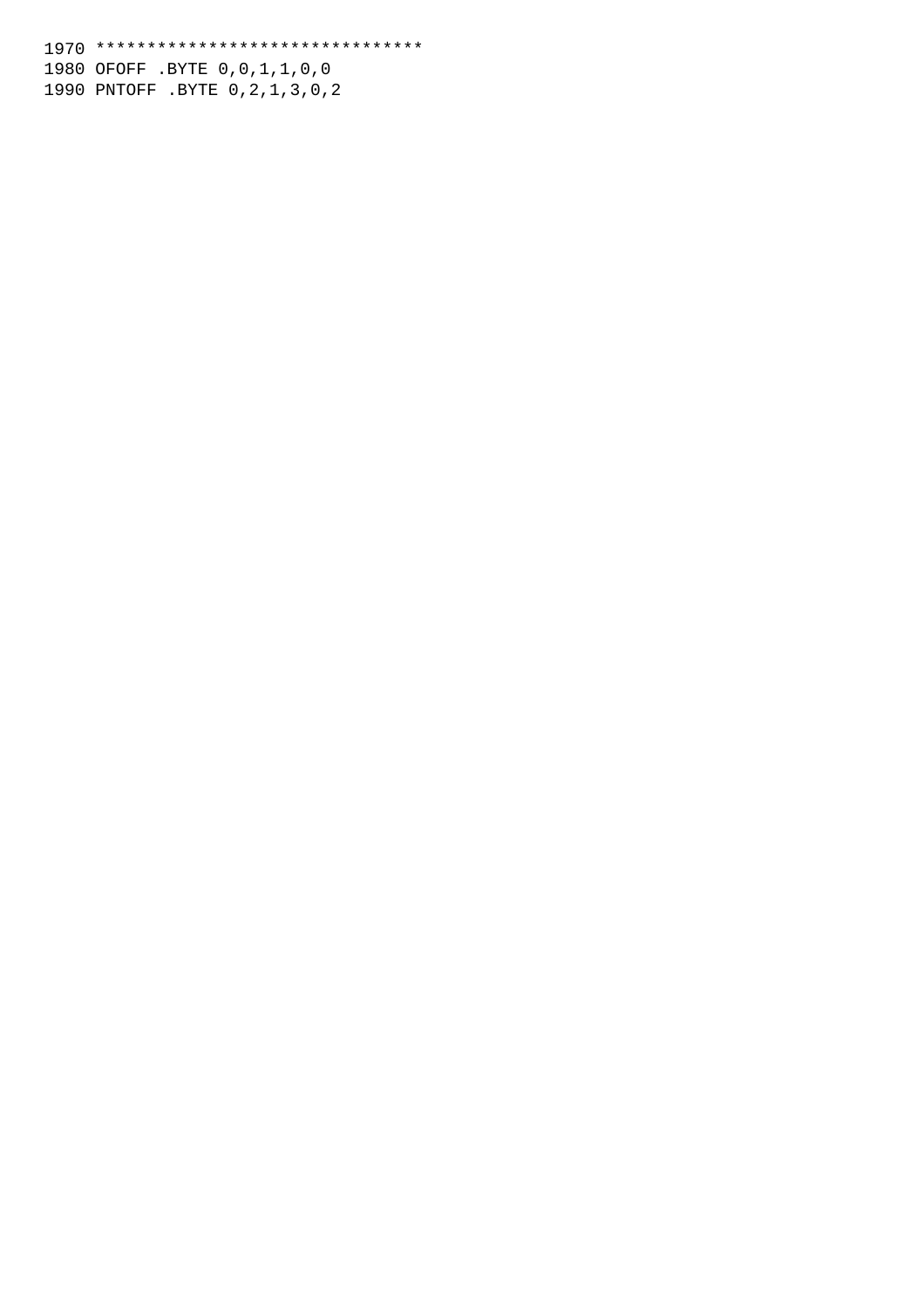```
1970 ********************************
1980 OFOFF .BYTE 0,0,1,1,0,0
1990 PNTOFF .BYTE 0,2,1,3,0,2
```